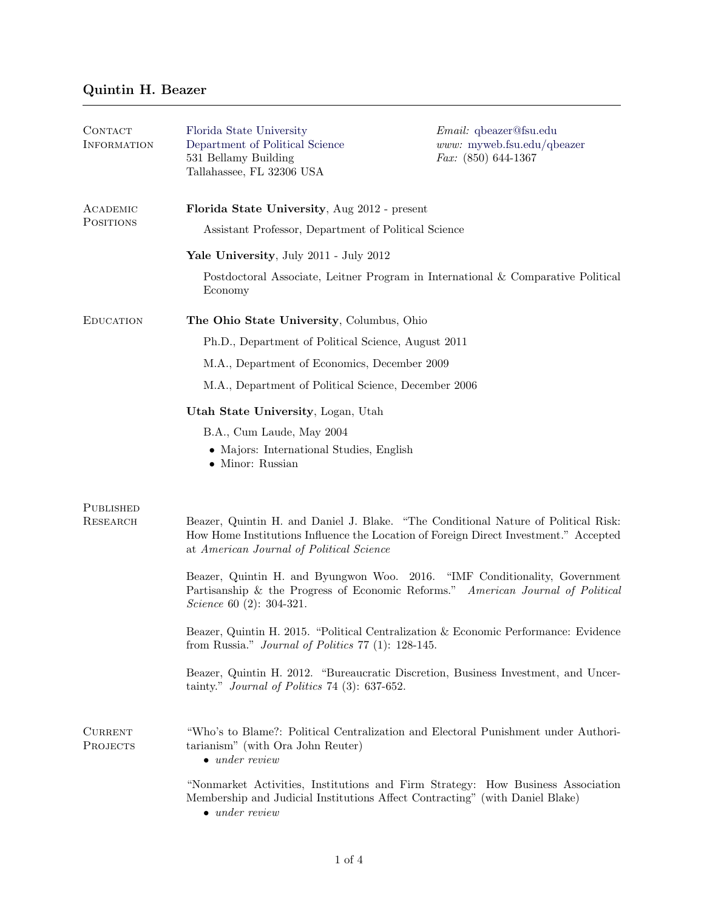# Quintin H. Beazer

## Contact Information

Florida State University
Department of Political Science
531 Bellamy Building
Tallahassee, FL 32306 USA

*Email:* qbeazer@fsu.edu
*www:* myweb.fsu.edu/qbeazer
*Fax:* (850) 644-1367

## Academic Positions

**Florida State University**, Aug 2012 - present

Assistant Professor, Department of Political Science

**Yale University**, July 2011 - July 2012

Postdoctoral Associate, Leitner Program in International & Comparative Political Economy

## Education

**The Ohio State University**, Columbus, Ohio

Ph.D., Department of Political Science, August 2011

M.A., Department of Economics, December 2009

M.A., Department of Political Science, December 2006

**Utah State University**, Logan, Utah

B.A., Cum Laude, May 2004

- Majors: International Studies, English
- Minor: Russian

## Published Research

Beazer, Quintin H. and Daniel J. Blake. "The Conditional Nature of Political Risk: How Home Institutions Influence the Location of Foreign Direct Investment." Accepted at *American Journal of Political Science*

Beazer, Quintin H. and Byungwon Woo. 2016. "IMF Conditionality, Government Partisanship & the Progress of Economic Reforms." *American Journal of Political Science* 60 (2): 304-321.

Beazer, Quintin H. 2015. "Political Centralization & Economic Performance: Evidence from Russia." *Journal of Politics* 77 (1): 128-145.

Beazer, Quintin H. 2012. "Bureaucratic Discretion, Business Investment, and Uncertainty." *Journal of Politics* 74 (3): 637-652.

## Current Projects

"Who's to Blame?: Political Centralization and Electoral Punishment under Authoritarianism" (with Ora John Reuter)

- *under review*

"Nonmarket Activities, Institutions and Firm Strategy: How Business Association Membership and Judicial Institutions Affect Contracting" (with Daniel Blake)

- *under review*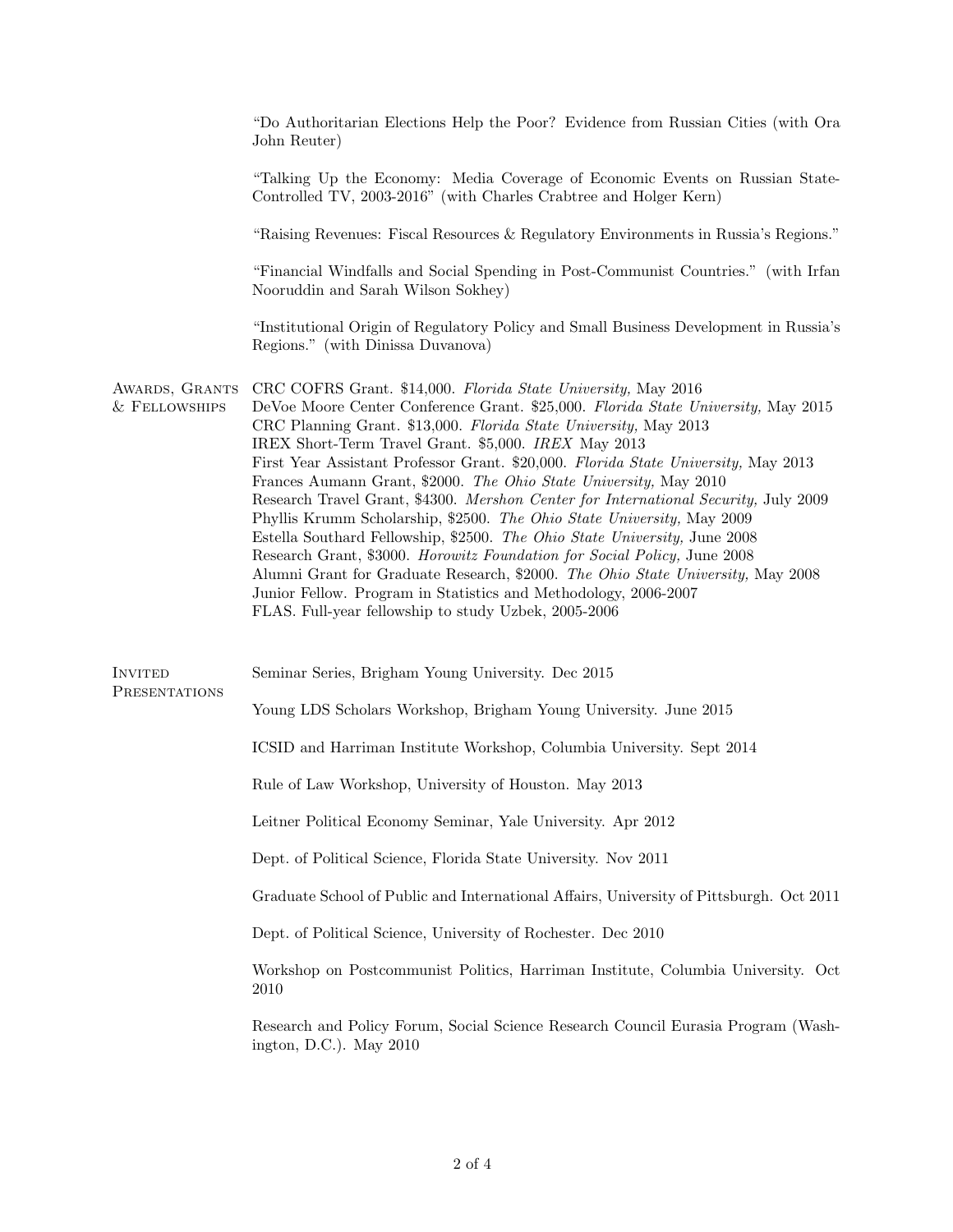"Do Authoritarian Elections Help the Poor? Evidence from Russian Cities (with Ora John Reuter)

"Talking Up the Economy: Media Coverage of Economic Events on Russian State-Controlled TV, 2003-2016" (with Charles Crabtree and Holger Kern)

"Raising Revenues: Fiscal Resources & Regulatory Environments in Russia's Regions."

"Financial Windfalls and Social Spending in Post-Communist Countries." (with Irfan Nooruddin and Sarah Wilson Sokhey)

"Institutional Origin of Regulatory Policy and Small Business Development in Russia's Regions." (with Dinissa Duvanova)

## Awards, Grants & Fellowships

CRC COFRS Grant. \$14,000. *Florida State University,* May 2016
DeVoe Moore Center Conference Grant. \$25,000. *Florida State University,* May 2015
CRC Planning Grant. \$13,000. *Florida State University,* May 2013
IREX Short-Term Travel Grant. \$5,000. *IREX* May 2013
First Year Assistant Professor Grant. \$20,000. *Florida State University,* May 2013
Frances Aumann Grant, \$2000. *The Ohio State University,* May 2010
Research Travel Grant, \$4300. *Mershon Center for International Security,* July 2009
Phyllis Krumm Scholarship, \$2500. *The Ohio State University,* May 2009
Estella Southard Fellowship, \$2500. *The Ohio State University,* June 2008
Research Grant, \$3000. *Horowitz Foundation for Social Policy,* June 2008
Alumni Grant for Graduate Research, \$2000. *The Ohio State University,* May 2008
Junior Fellow. Program in Statistics and Methodology, 2006-2007
FLAS. Full-year fellowship to study Uzbek, 2005-2006

## Invited Presentations

Seminar Series, Brigham Young University. Dec 2015

Young LDS Scholars Workshop, Brigham Young University. June 2015

ICSID and Harriman Institute Workshop, Columbia University. Sept 2014

Rule of Law Workshop, University of Houston. May 2013

Leitner Political Economy Seminar, Yale University. Apr 2012

Dept. of Political Science, Florida State University. Nov 2011

Graduate School of Public and International Affairs, University of Pittsburgh. Oct 2011

Dept. of Political Science, University of Rochester. Dec 2010

Workshop on Postcommunist Politics, Harriman Institute, Columbia University. Oct 2010

Research and Policy Forum, Social Science Research Council Eurasia Program (Washington, D.C.). May 2010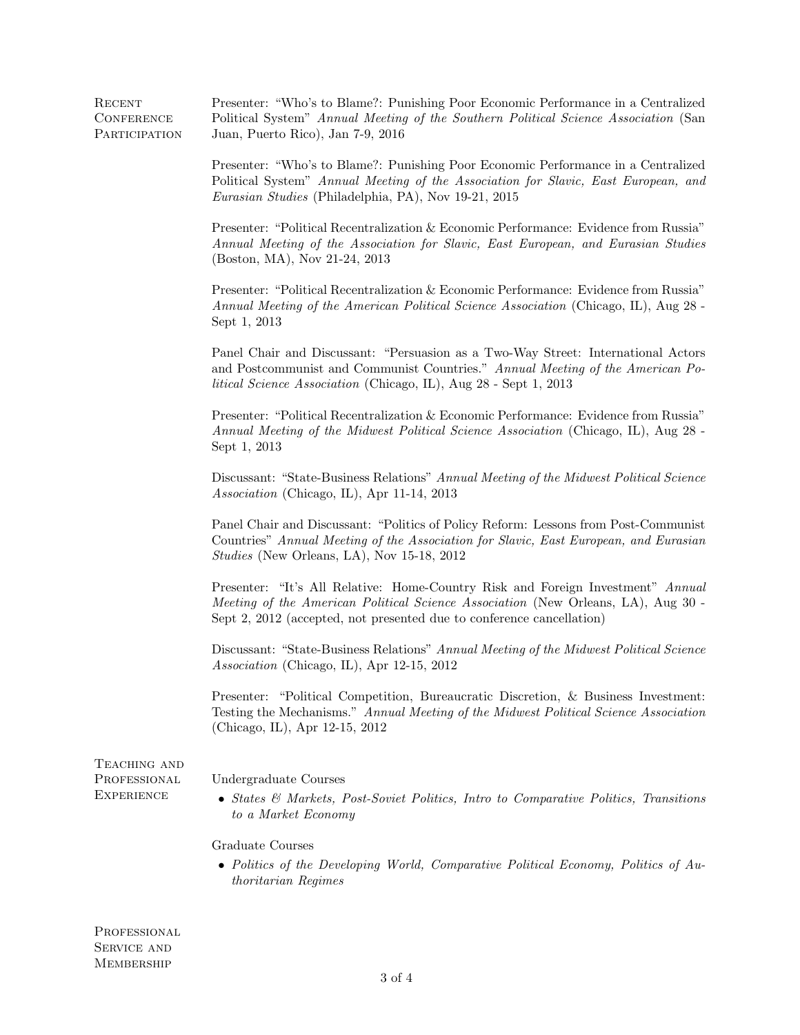## Recent Conference Participation

Presenter: "Who's to Blame?: Punishing Poor Economic Performance in a Centralized Political System" *Annual Meeting of the Southern Political Science Association* (San Juan, Puerto Rico), Jan 7-9, 2016

Presenter: "Who's to Blame?: Punishing Poor Economic Performance in a Centralized Political System" *Annual Meeting of the Association for Slavic, East European, and Eurasian Studies* (Philadelphia, PA), Nov 19-21, 2015

Presenter: "Political Recentralization & Economic Performance: Evidence from Russia" *Annual Meeting of the Association for Slavic, East European, and Eurasian Studies* (Boston, MA), Nov 21-24, 2013

Presenter: "Political Recentralization & Economic Performance: Evidence from Russia" *Annual Meeting of the American Political Science Association* (Chicago, IL), Aug 28 - Sept 1, 2013

Panel Chair and Discussant: "Persuasion as a Two-Way Street: International Actors and Postcommunist and Communist Countries." *Annual Meeting of the American Political Science Association* (Chicago, IL), Aug 28 - Sept 1, 2013

Presenter: "Political Recentralization & Economic Performance: Evidence from Russia" *Annual Meeting of the Midwest Political Science Association* (Chicago, IL), Aug 28 - Sept 1, 2013

Discussant: "State-Business Relations" *Annual Meeting of the Midwest Political Science Association* (Chicago, IL), Apr 11-14, 2013

Panel Chair and Discussant: "Politics of Policy Reform: Lessons from Post-Communist Countries" *Annual Meeting of the Association for Slavic, East European, and Eurasian Studies* (New Orleans, LA), Nov 15-18, 2012

Presenter: "It's All Relative: Home-Country Risk and Foreign Investment" *Annual Meeting of the American Political Science Association* (New Orleans, LA), Aug 30 - Sept 2, 2012 (accepted, not presented due to conference cancellation)

Discussant: "State-Business Relations" *Annual Meeting of the Midwest Political Science Association* (Chicago, IL), Apr 12-15, 2012

Presenter: "Political Competition, Bureaucratic Discretion, & Business Investment: Testing the Mechanisms." *Annual Meeting of the Midwest Political Science Association* (Chicago, IL), Apr 12-15, 2012

## Teaching and Professional Experience

Undergraduate Courses

- *States & Markets, Post-Soviet Politics, Intro to Comparative Politics, Transitions to a Market Economy*

Graduate Courses

- *Politics of the Developing World, Comparative Political Economy, Politics of Authoritarian Regimes*

## Professional Service and Membership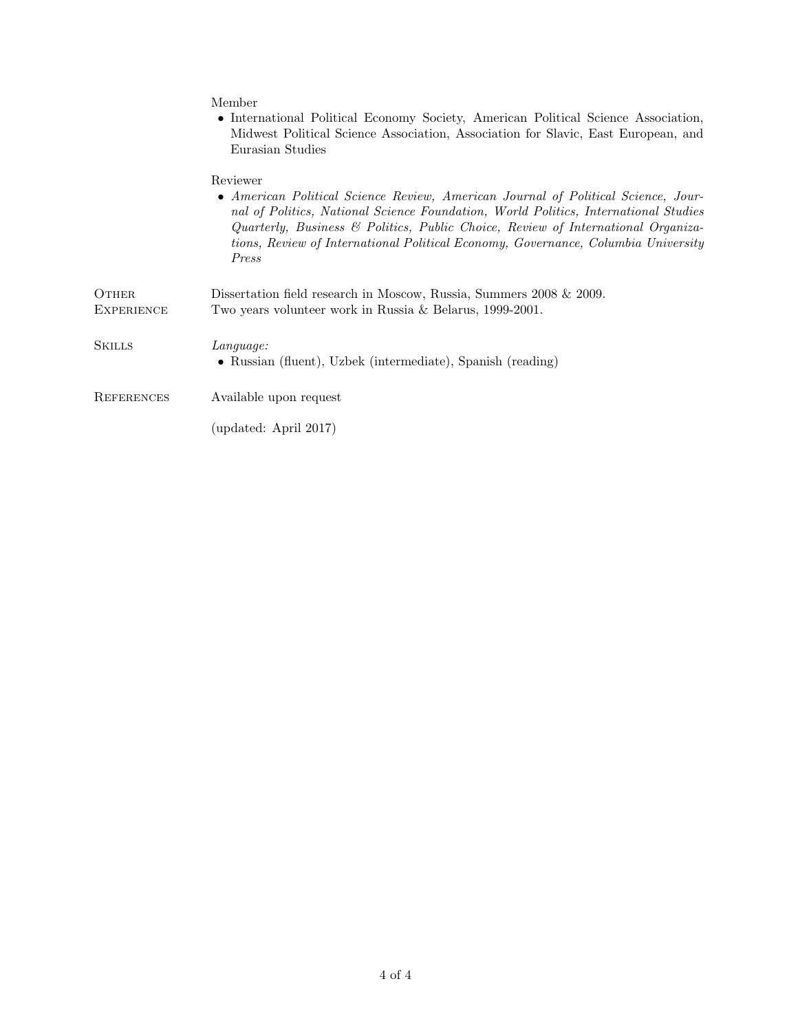Member

- International Political Economy Society, American Political Science Association, Midwest Political Science Association, Association for Slavic, East European, and Eurasian Studies

Reviewer

- *American Political Science Review, American Journal of Political Science, Journal of Politics, National Science Foundation, World Politics, International Studies Quarterly, Business & Politics, Public Choice, Review of International Organizations, Review of International Political Economy, Governance, Columbia University Press*

## Other Experience

Dissertation field research in Moscow, Russia, Summers 2008 & 2009.
Two years volunteer work in Russia & Belarus, 1999-2001.

## Skills

*Language:*

- Russian (fluent), Uzbek (intermediate), Spanish (reading)

## References

Available upon request

(updated: April 2017)